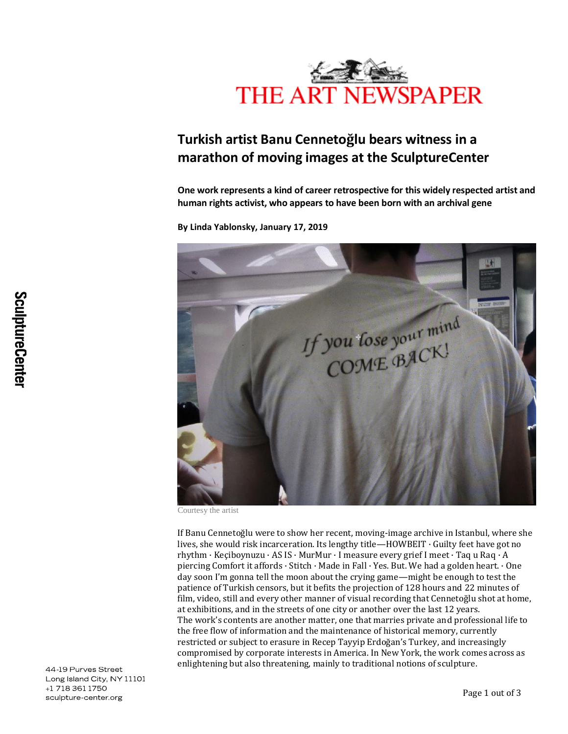THE ART NEWSPAPER

# Turkish artist Banu Cennetoğlu bears witness in a marathon of moving images at the SculptureCenter

**One work represents a kind of career retrospective for this widely respected artist and human rights activist, who appears to have been born with an archival gene**

**By Linda Yablonsky, January 17, 2019**

Courtesy the artist

If Banu Cennetoğlu were to show her recent, moving-image archive in Istanbul, where she lives, she would risk incarceration. Its lengthy title—HOWBEIT · Guilty feet have got no rhythm · Keçiboynuzu · AS IS · MurMur · I measure every grief I meet · Taq u Raq · A piercing Comfort it affords · Stitch · Made in Fall · Yes. But. We had a golden heart. · One day soon I'm gonna tell the moon about the crying game—might be enough to test the patience of Turkish censors, but it befits the projection of 128 hours and 22 minutes of film, video, still and every other manner of visual recording that Cennetoğlu shot at home, at exhibitions, and in the streets of one city or another over the last 12 years.
The work's contents are another matter, one that marries private and professional life to the free flow of information and the maintenance of historical memory, currently restricted or subject to erasure in Recep Tayyip Erdoğan's Turkey, and increasingly compromised by corporate interests in America. In New York, the work comes across as enlightening but also threatening, mainly to traditional notions of sculpture.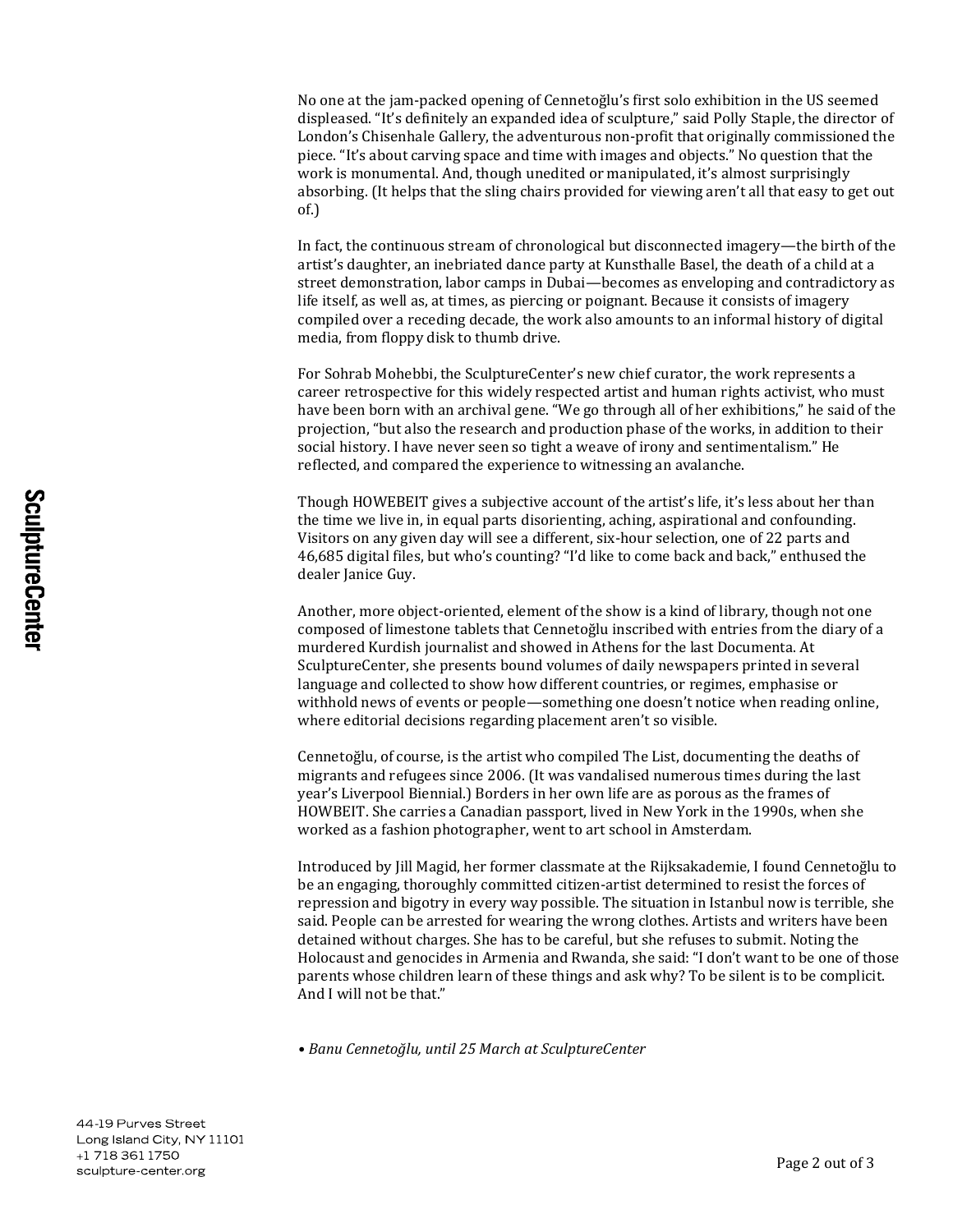No one at the jam-packed opening of Cennetoğlu's first solo exhibition in the US seemed displeased. "It's definitely an expanded idea of sculpture," said Polly Staple, the director of London's Chisenhale Gallery, the adventurous non-profit that originally commissioned the piece. "It's about carving space and time with images and objects." No question that the work is monumental. And, though unedited or manipulated, it's almost surprisingly absorbing. (It helps that the sling chairs provided for viewing aren't all that easy to get out of.)

In fact, the continuous stream of chronological but disconnected imagery—the birth of the artist's daughter, an inebriated dance party at Kunsthalle Basel, the death of a child at a street demonstration, labor camps in Dubai—becomes as enveloping and contradictory as life itself, as well as, at times, as piercing or poignant. Because it consists of imagery compiled over a receding decade, the work also amounts to an informal history of digital media, from floppy disk to thumb drive.

For Sohrab Mohebbi, the SculptureCenter's new chief curator, the work represents a career retrospective for this widely respected artist and human rights activist, who must have been born with an archival gene. "We go through all of her exhibitions," he said of the projection, "but also the research and production phase of the works, in addition to their social history. I have never seen so tight a weave of irony and sentimentalism." He reflected, and compared the experience to witnessing an avalanche.

Though HOWEBEIT gives a subjective account of the artist's life, it's less about her than the time we live in, in equal parts disorienting, aching, aspirational and confounding. Visitors on any given day will see a different, six-hour selection, one of 22 parts and 46,685 digital files, but who's counting? "I'd like to come back and back," enthused the dealer Janice Guy.

Another, more object-oriented, element of the show is a kind of library, though not one composed of limestone tablets that Cennetoğlu inscribed with entries from the diary of a murdered Kurdish journalist and showed in Athens for the last Documenta. At SculptureCenter, she presents bound volumes of daily newspapers printed in several language and collected to show how different countries, or regimes, emphasise or withhold news of events or people—something one doesn't notice when reading online, where editorial decisions regarding placement aren't so visible.

Cennetoğlu, of course, is the artist who compiled The List, documenting the deaths of migrants and refugees since 2006. (It was vandalised numerous times during the last year's Liverpool Biennial.) Borders in her own life are as porous as the frames of HOWBEIT. She carries a Canadian passport, lived in New York in the 1990s, when she worked as a fashion photographer, went to art school in Amsterdam.

Introduced by Jill Magid, her former classmate at the Rijksakademie, I found Cennetoğlu to be an engaging, thoroughly committed citizen-artist determined to resist the forces of repression and bigotry in every way possible. The situation in Istanbul now is terrible, she said. People can be arrested for wearing the wrong clothes. Artists and writers have been detained without charges. She has to be careful, but she refuses to submit. Noting the Holocaust and genocides in Armenia and Rwanda, she said: "I don't want to be one of those parents whose children learn of these things and ask why? To be silent is to be complicit. And I will not be that."

• *Banu Cennetoğlu, until 25 March at SculptureCenter*